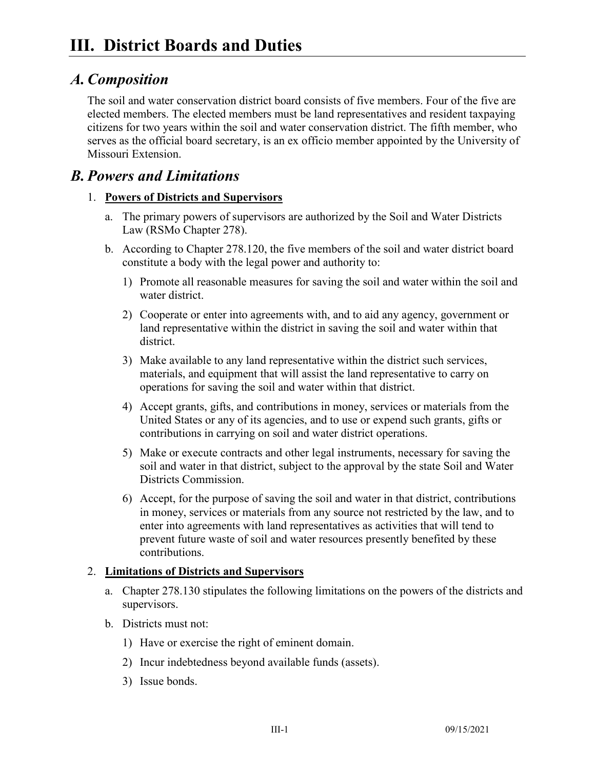# III. District Boards and Duties

## *A. Composition*

The soil and water conservation district board consists of five members. Four of the five are elected members. The elected members must be land representatives and resident taxpaying citizens for two years within the soil and water conservation district. The fifth member, who serves as the official board secretary, is an ex officio member appointed by the University of Missouri Extension.

## *B. Powers and Limitations*

1. **Powers of Districts and Supervisors**
   a. The primary powers of supervisors are authorized by the Soil and Water Districts Law (RSMo Chapter 278).
   b. According to Chapter 278.120, the five members of the soil and water district board constitute a body with the legal power and authority to:
      1) Promote all reasonable measures for saving the soil and water within the soil and water district.
      2) Cooperate or enter into agreements with, and to aid any agency, government or land representative within the district in saving the soil and water within that district.
      3) Make available to any land representative within the district such services, materials, and equipment that will assist the land representative to carry on operations for saving the soil and water within that district.
      4) Accept grants, gifts, and contributions in money, services or materials from the United States or any of its agencies, and to use or expend such grants, gifts or contributions in carrying on soil and water district operations.
      5) Make or execute contracts and other legal instruments, necessary for saving the soil and water in that district, subject to the approval by the state Soil and Water Districts Commission.
      6) Accept, for the purpose of saving the soil and water in that district, contributions in money, services or materials from any source not restricted by the law, and to enter into agreements with land representatives as activities that will tend to prevent future waste of soil and water resources presently benefited by these contributions.
2. **Limitations of Districts and Supervisors**
   a. Chapter 278.130 stipulates the following limitations on the powers of the districts and supervisors.
   b. Districts must not:
      1) Have or exercise the right of eminent domain.
      2) Incur indebtedness beyond available funds (assets).
      3) Issue bonds.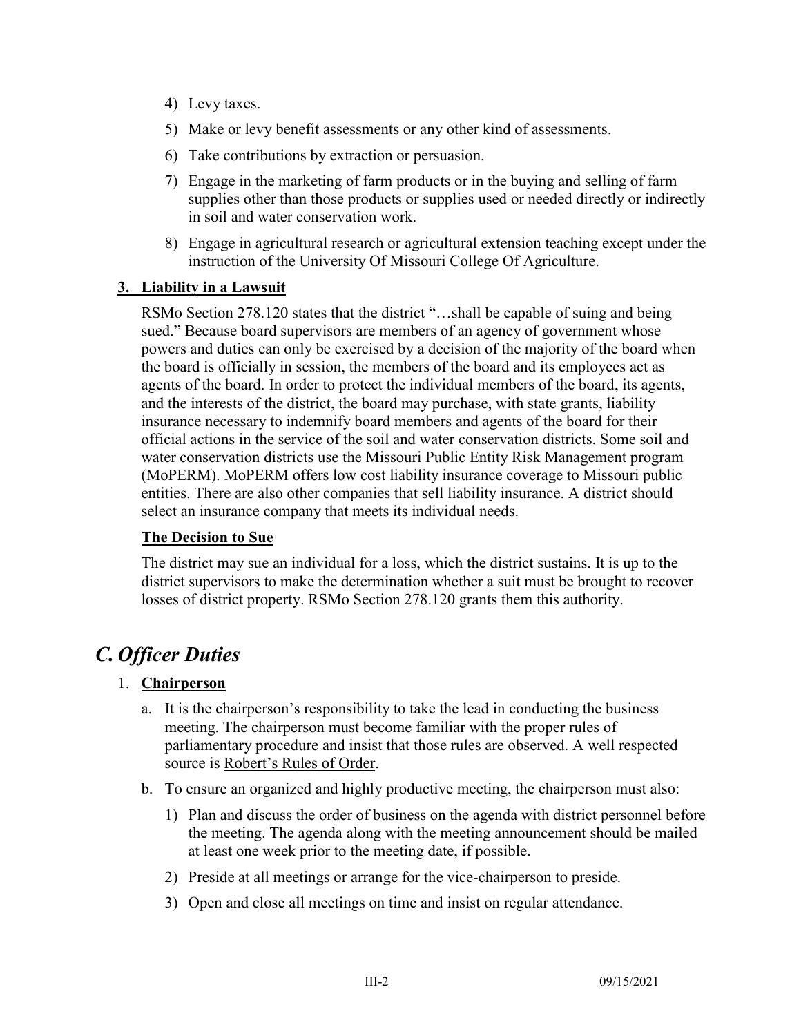4) Levy taxes.
5) Make or levy benefit assessments or any other kind of assessments.
6) Take contributions by extraction or persuasion.
7) Engage in the marketing of farm products or in the buying and selling of farm supplies other than those products or supplies used or needed directly or indirectly in soil and water conservation work.
8) Engage in agricultural research or agricultural extension teaching except under the instruction of the University Of Missouri College Of Agriculture.

### 3. Liability in a Lawsuit

RSMo Section 278.120 states that the district "…shall be capable of suing and being sued." Because board supervisors are members of an agency of government whose powers and duties can only be exercised by a decision of the majority of the board when the board is officially in session, the members of the board and its employees act as agents of the board. In order to protect the individual members of the board, its agents, and the interests of the district, the board may purchase, with state grants, liability insurance necessary to indemnify board members and agents of the board for their official actions in the service of the soil and water conservation districts. Some soil and water conservation districts use the Missouri Public Entity Risk Management program (MoPERM). MoPERM offers low cost liability insurance coverage to Missouri public entities. There are also other companies that sell liability insurance. A district should select an insurance company that meets its individual needs.

#### The Decision to Sue

The district may sue an individual for a loss, which the district sustains. It is up to the district supervisors to make the determination whether a suit must be brought to recover losses of district property. RSMo Section 278.120 grants them this authority.

## *C. Officer Duties*

### 1. Chairperson

a. It is the chairperson's responsibility to take the lead in conducting the business meeting. The chairperson must become familiar with the proper rules of parliamentary procedure and insist that those rules are observed. A well respected source is Robert's Rules of Order.

b. To ensure an organized and highly productive meeting, the chairperson must also:

1) Plan and discuss the order of business on the agenda with district personnel before the meeting. The agenda along with the meeting announcement should be mailed at least one week prior to the meeting date, if possible.
2) Preside at all meetings or arrange for the vice-chairperson to preside.
3) Open and close all meetings on time and insist on regular attendance.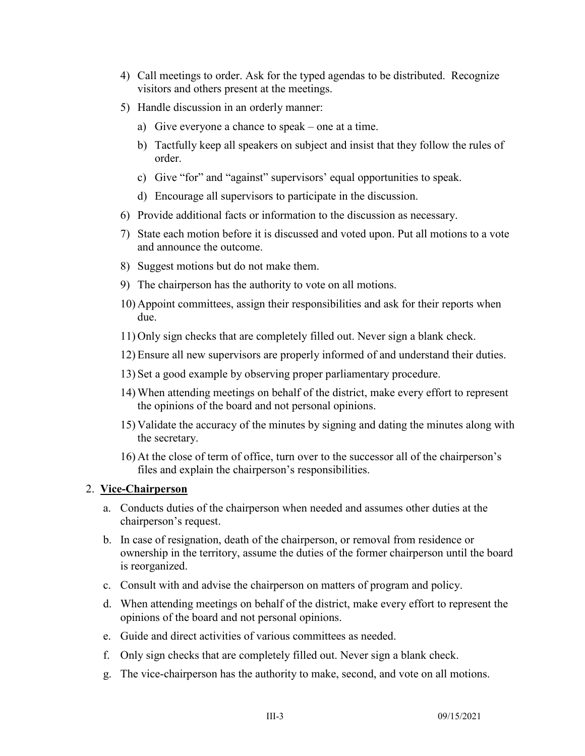4) Call meetings to order. Ask for the typed agendas to be distributed. Recognize visitors and others present at the meetings.

5) Handle discussion in an orderly manner:

    a) Give everyone a chance to speak – one at a time.

    b) Tactfully keep all speakers on subject and insist that they follow the rules of order.

    c) Give "for" and "against" supervisors' equal opportunities to speak.

    d) Encourage all supervisors to participate in the discussion.

6) Provide additional facts or information to the discussion as necessary.

7) State each motion before it is discussed and voted upon. Put all motions to a vote and announce the outcome.

8) Suggest motions but do not make them.

9) The chairperson has the authority to vote on all motions.

10) Appoint committees, assign their responsibilities and ask for their reports when due.

11) Only sign checks that are completely filled out. Never sign a blank check.

12) Ensure all new supervisors are properly informed of and understand their duties.

13) Set a good example by observing proper parliamentary procedure.

14) When attending meetings on behalf of the district, make every effort to represent the opinions of the board and not personal opinions.

15) Validate the accuracy of the minutes by signing and dating the minutes along with the secretary.

16) At the close of term of office, turn over to the successor all of the chairperson's files and explain the chairperson's responsibilities.

2. **<u>Vice-Chairperson</u>**

    a. Conducts duties of the chairperson when needed and assumes other duties at the chairperson's request.

    b. In case of resignation, death of the chairperson, or removal from residence or ownership in the territory, assume the duties of the former chairperson until the board is reorganized.

    c. Consult with and advise the chairperson on matters of program and policy.

    d. When attending meetings on behalf of the district, make every effort to represent the opinions of the board and not personal opinions.

    e. Guide and direct activities of various committees as needed.

    f. Only sign checks that are completely filled out. Never sign a blank check.

    g. The vice-chairperson has the authority to make, second, and vote on all motions.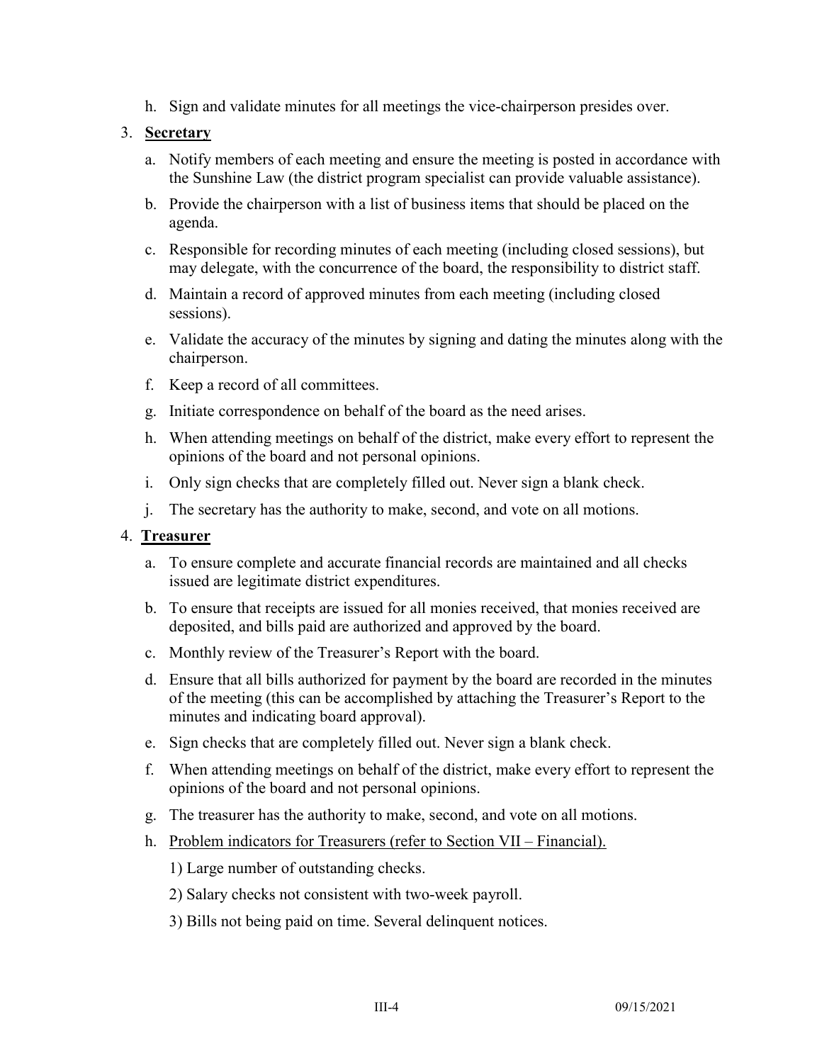h. Sign and validate minutes for all meetings the vice-chairperson presides over.

3. **Secretary**

   a. Notify members of each meeting and ensure the meeting is posted in accordance with the Sunshine Law (the district program specialist can provide valuable assistance).

   b. Provide the chairperson with a list of business items that should be placed on the agenda.

   c. Responsible for recording minutes of each meeting (including closed sessions), but may delegate, with the concurrence of the board, the responsibility to district staff.

   d. Maintain a record of approved minutes from each meeting (including closed sessions).

   e. Validate the accuracy of the minutes by signing and dating the minutes along with the chairperson.

   f. Keep a record of all committees.

   g. Initiate correspondence on behalf of the board as the need arises.

   h. When attending meetings on behalf of the district, make every effort to represent the opinions of the board and not personal opinions.

   i. Only sign checks that are completely filled out. Never sign a blank check.

   j. The secretary has the authority to make, second, and vote on all motions.

4. **Treasurer**

   a. To ensure complete and accurate financial records are maintained and all checks issued are legitimate district expenditures.

   b. To ensure that receipts are issued for all monies received, that monies received are deposited, and bills paid are authorized and approved by the board.

   c. Monthly review of the Treasurer's Report with the board.

   d. Ensure that all bills authorized for payment by the board are recorded in the minutes of the meeting (this can be accomplished by attaching the Treasurer's Report to the minutes and indicating board approval).

   e. Sign checks that are completely filled out. Never sign a blank check.

   f. When attending meetings on behalf of the district, make every effort to represent the opinions of the board and not personal opinions.

   g. The treasurer has the authority to make, second, and vote on all motions.

   h. Problem indicators for Treasurers (refer to Section VII – Financial).

      1) Large number of outstanding checks.

      2) Salary checks not consistent with two-week payroll.

      3) Bills not being paid on time. Several delinquent notices.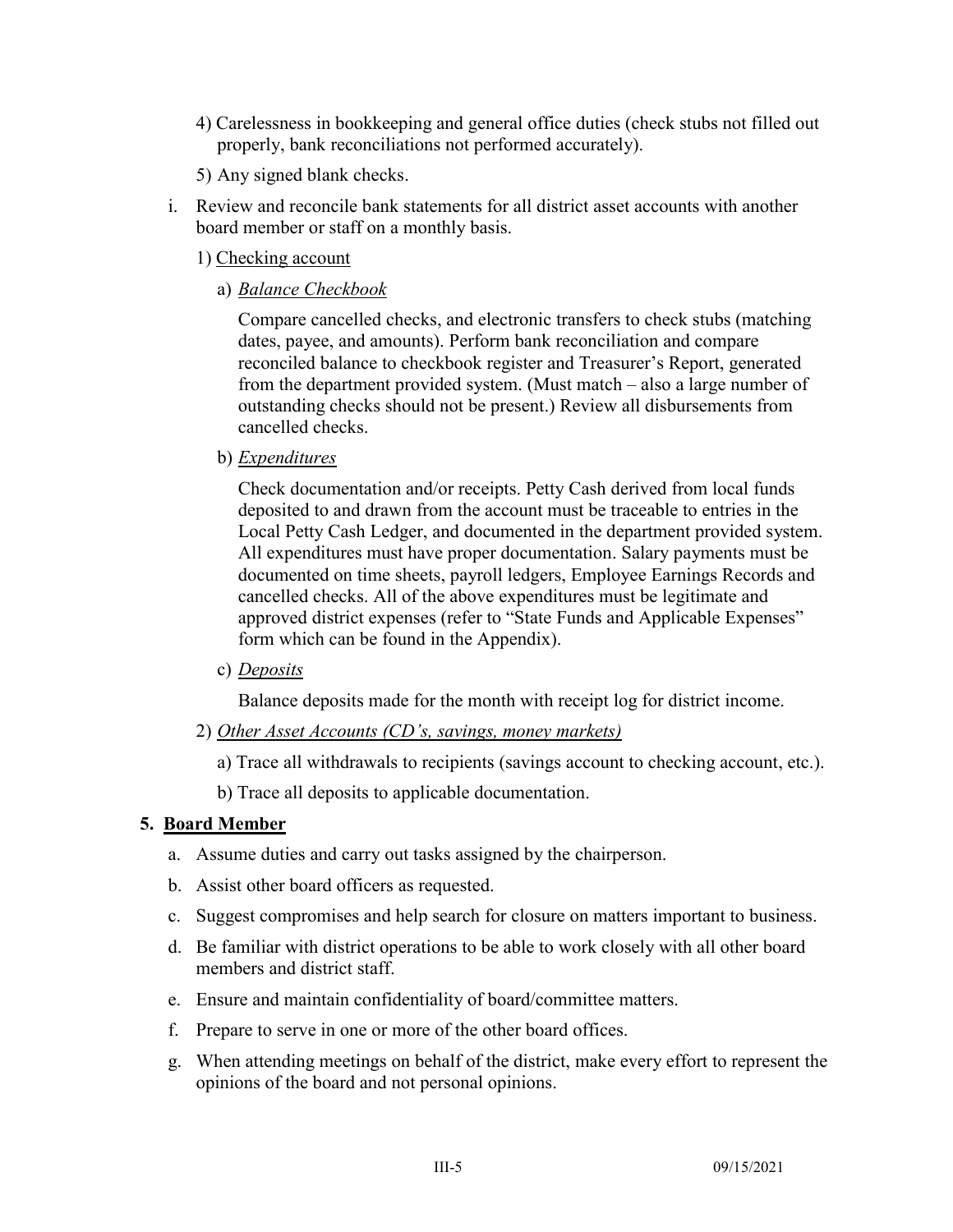4) Carelessness in bookkeeping and general office duties (check stubs not filled out properly, bank reconciliations not performed accurately).

5) Any signed blank checks.

i. Review and reconcile bank statements for all district asset accounts with another board member or staff on a monthly basis.

   1) Checking account

      a) *Balance Checkbook*

         Compare cancelled checks, and electronic transfers to check stubs (matching dates, payee, and amounts). Perform bank reconciliation and compare reconciled balance to checkbook register and Treasurer's Report, generated from the department provided system. (Must match – also a large number of outstanding checks should not be present.) Review all disbursements from cancelled checks.

      b) *Expenditures*

         Check documentation and/or receipts. Petty Cash derived from local funds deposited to and drawn from the account must be traceable to entries in the Local Petty Cash Ledger, and documented in the department provided system. All expenditures must have proper documentation. Salary payments must be documented on time sheets, payroll ledgers, Employee Earnings Records and cancelled checks. All of the above expenditures must be legitimate and approved district expenses (refer to "State Funds and Applicable Expenses" form which can be found in the Appendix).

      c) *Deposits*

         Balance deposits made for the month with receipt log for district income.

   2) *Other Asset Accounts (CD's, savings, money markets)*

      a) Trace all withdrawals to recipients (savings account to checking account, etc.).

      b) Trace all deposits to applicable documentation.

## 5. Board Member

a. Assume duties and carry out tasks assigned by the chairperson.

b. Assist other board officers as requested.

c. Suggest compromises and help search for closure on matters important to business.

d. Be familiar with district operations to be able to work closely with all other board members and district staff.

e. Ensure and maintain confidentiality of board/committee matters.

f. Prepare to serve in one or more of the other board offices.

g. When attending meetings on behalf of the district, make every effort to represent the opinions of the board and not personal opinions.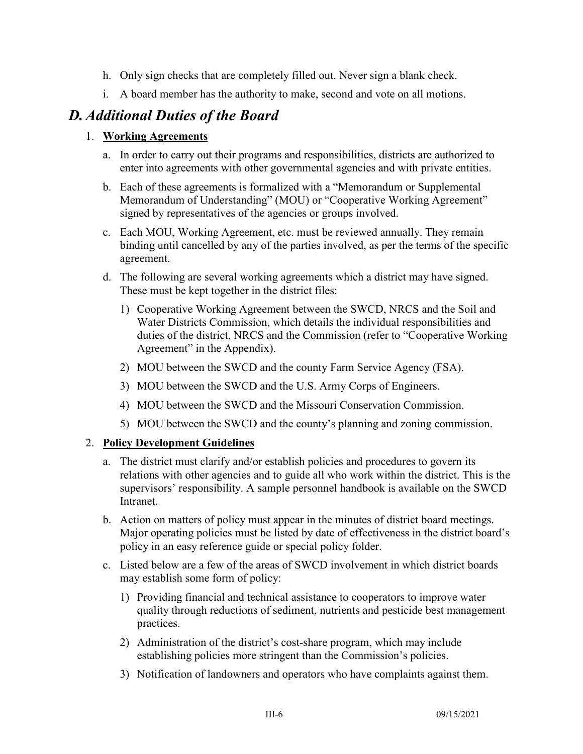h. Only sign checks that are completely filled out. Never sign a blank check.
i. A board member has the authority to make, second and vote on all motions.

## *D. Additional Duties of the Board*

1. **Working Agreements**
   a. In order to carry out their programs and responsibilities, districts are authorized to enter into agreements with other governmental agencies and with private entities.
   b. Each of these agreements is formalized with a "Memorandum or Supplemental Memorandum of Understanding" (MOU) or "Cooperative Working Agreement" signed by representatives of the agencies or groups involved.
   c. Each MOU, Working Agreement, etc. must be reviewed annually. They remain binding until cancelled by any of the parties involved, as per the terms of the specific agreement.
   d. The following are several working agreements which a district may have signed. These must be kept together in the district files:
      1) Cooperative Working Agreement between the SWCD, NRCS and the Soil and Water Districts Commission, which details the individual responsibilities and duties of the district, NRCS and the Commission (refer to "Cooperative Working Agreement" in the Appendix).
      2) MOU between the SWCD and the county Farm Service Agency (FSA).
      3) MOU between the SWCD and the U.S. Army Corps of Engineers.
      4) MOU between the SWCD and the Missouri Conservation Commission.
      5) MOU between the SWCD and the county's planning and zoning commission.

2. **Policy Development Guidelines**
   a. The district must clarify and/or establish policies and procedures to govern its relations with other agencies and to guide all who work within the district. This is the supervisors' responsibility. A sample personnel handbook is available on the SWCD Intranet.
   b. Action on matters of policy must appear in the minutes of district board meetings. Major operating policies must be listed by date of effectiveness in the district board's policy in an easy reference guide or special policy folder.
   c. Listed below are a few of the areas of SWCD involvement in which district boards may establish some form of policy:
      1) Providing financial and technical assistance to cooperators to improve water quality through reductions of sediment, nutrients and pesticide best management practices.
      2) Administration of the district's cost-share program, which may include establishing policies more stringent than the Commission's policies.
      3) Notification of landowners and operators who have complaints against them.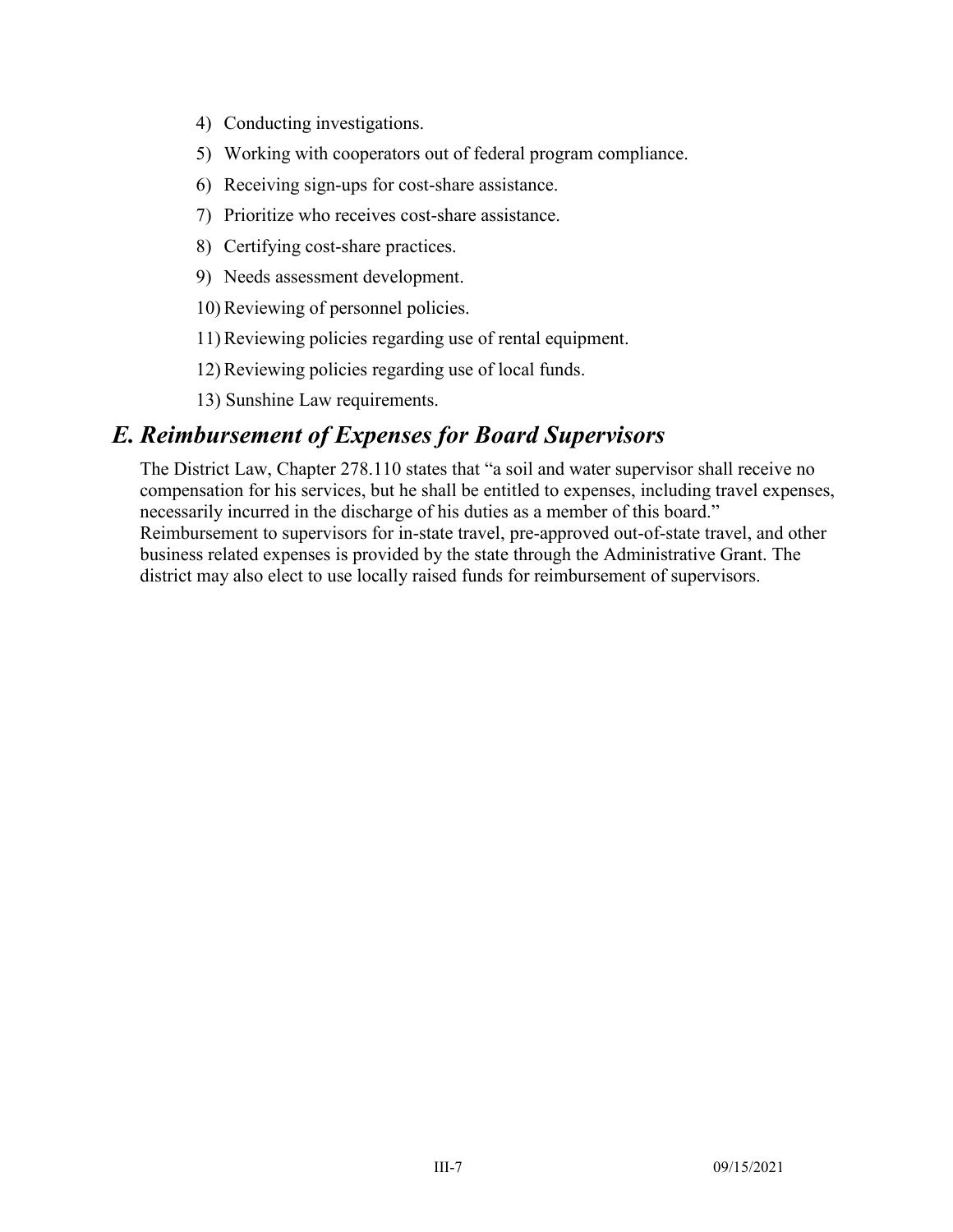4) Conducting investigations.
5) Working with cooperators out of federal program compliance.
6) Receiving sign-ups for cost-share assistance.
7) Prioritize who receives cost-share assistance.
8) Certifying cost-share practices.
9) Needs assessment development.
10) Reviewing of personnel policies.
11) Reviewing policies regarding use of rental equipment.
12) Reviewing policies regarding use of local funds.
13) Sunshine Law requirements.

## *E. Reimbursement of Expenses for Board Supervisors*

The District Law, Chapter 278.110 states that "a soil and water supervisor shall receive no compensation for his services, but he shall be entitled to expenses, including travel expenses, necessarily incurred in the discharge of his duties as a member of this board." Reimbursement to supervisors for in-state travel, pre-approved out-of-state travel, and other business related expenses is provided by the state through the Administrative Grant. The district may also elect to use locally raised funds for reimbursement of supervisors.